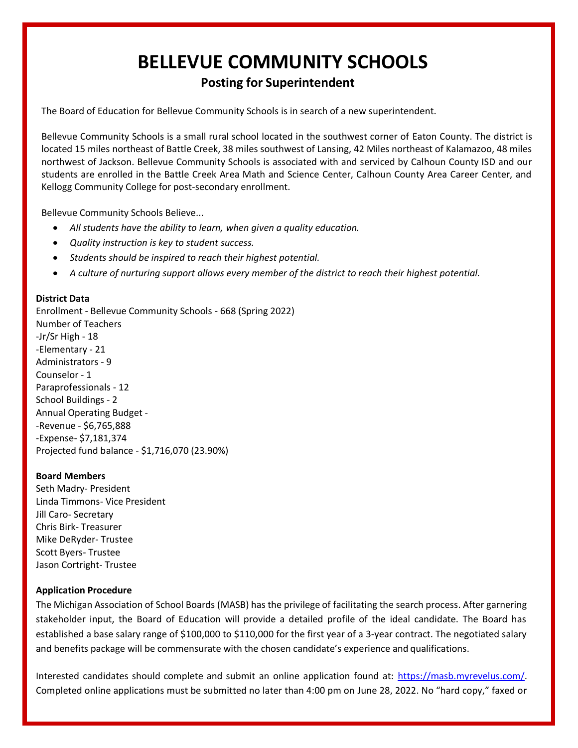# BELLEVUE COMMUNITY SCHOOLS

## Posting for Superintendent

The Board of Education for Bellevue Community Schools is in search of a new superintendent.

Bellevue Community Schools is a small rural school located in the southwest corner of Eaton County. The district is located 15 miles northeast of Battle Creek, 38 miles southwest of Lansing, 42 Miles northeast of Kalamazoo, 48 miles northwest of Jackson. Bellevue Community Schools is associated with and serviced by Calhoun County ISD and our students are enrolled in the Battle Creek Area Math and Science Center, Calhoun County Area Career Center, and Kellogg Community College for post-secondary enrollment.

Bellevue Community Schools Believe...

- *All students have the ability to learn, when given a quality education.*
- *Quality instruction is key to student success.*
- *Students should be inspired to reach their highest potential.*
- *A culture of nurturing support allows every member of the district to reach their highest potential.*

**District Data**

Enrollment - Bellevue Community Schools - 668 (Spring 2022)
Number of Teachers
-Jr/Sr High - 18
-Elementary - 21
Administrators - 9
Counselor - 1
Paraprofessionals - 12
School Buildings - 2
Annual Operating Budget -
-Revenue - $6,765,888
-Expense- $7,181,374
Projected fund balance - $1,716,070 (23.90%)

**Board Members**

Seth Madry- President
Linda Timmons- Vice President
Jill Caro- Secretary
Chris Birk- Treasurer
Mike DeRyder- Trustee
Scott Byers- Trustee
Jason Cortright- Trustee

**Application Procedure**

The Michigan Association of School Boards (MASB) has the privilege of facilitating the search process. After garnering stakeholder input, the Board of Education will provide a detailed profile of the ideal candidate. The Board has established a base salary range of $100,000 to $110,000 for the first year of a 3-year contract. The negotiated salary and benefits package will be commensurate with the chosen candidate's experience and qualifications.

Interested candidates should complete and submit an online application found at: [https://masb.myrevelus.com/](https://masb.myrevelus.com/). Completed online applications must be submitted no later than 4:00 pm on June 28, 2022. No "hard copy," faxed or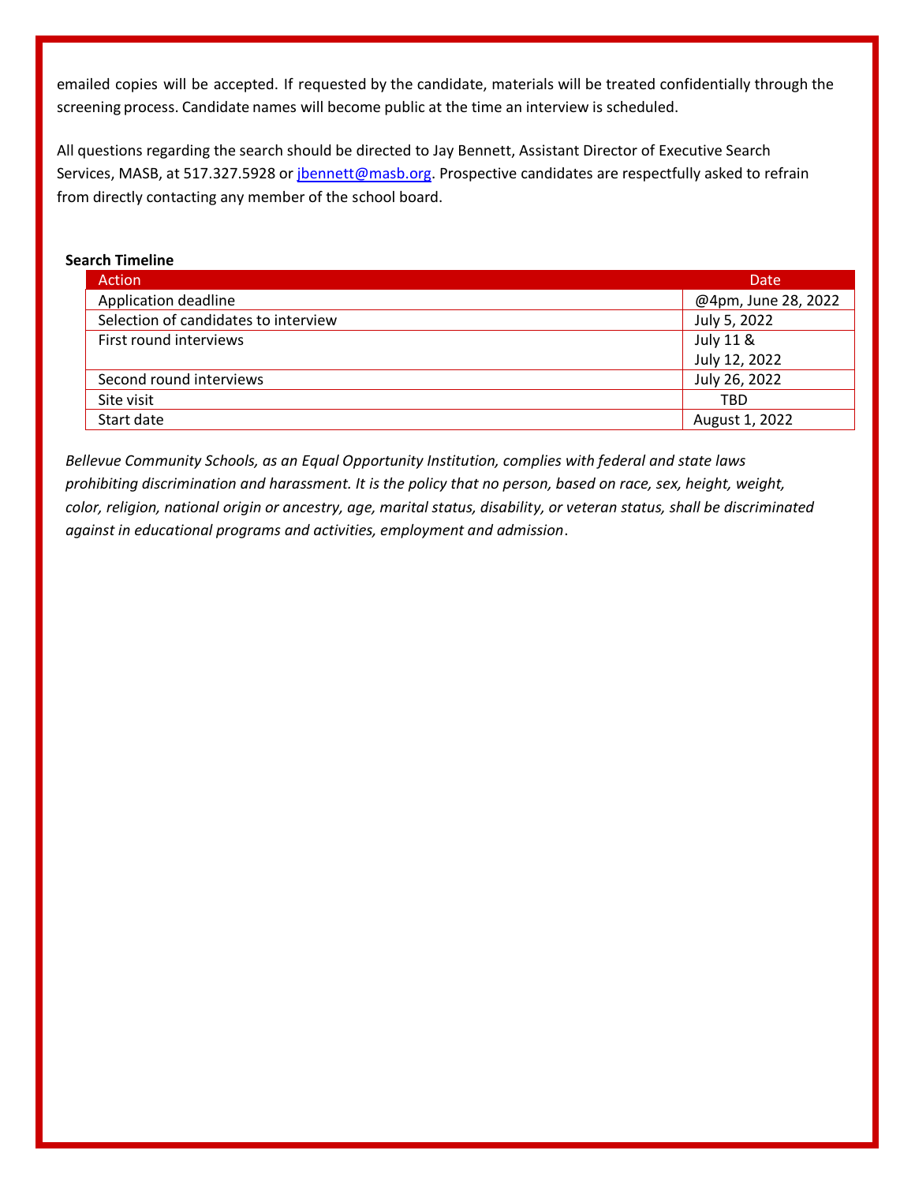emailed copies will be accepted. If requested by the candidate, materials will be treated confidentially through the screening process. Candidate names will become public at the time an interview is scheduled.

All questions regarding the search should be directed to Jay Bennett, Assistant Director of Executive Search Services, MASB, at 517.327.5928 or jbennett@masb.org. Prospective candidates are respectfully asked to refrain from directly contacting any member of the school board.

**Search Timeline**

| Action | Date |
|---|---|
| Application deadline | @4pm, June 28, 2022 |
| Selection of candidates to interview | July 5, 2022 |
| First round interviews | July 11 & July 12, 2022 |
| Second round interviews | July 26, 2022 |
| Site visit | TBD |
| Start date | August 1, 2022 |

*Bellevue Community Schools, as an Equal Opportunity Institution, complies with federal and state laws prohibiting discrimination and harassment. It is the policy that no person, based on race, sex, height, weight, color, religion, national origin or ancestry, age, marital status, disability, or veteran status, shall be discriminated against in educational programs and activities, employment and admission*.